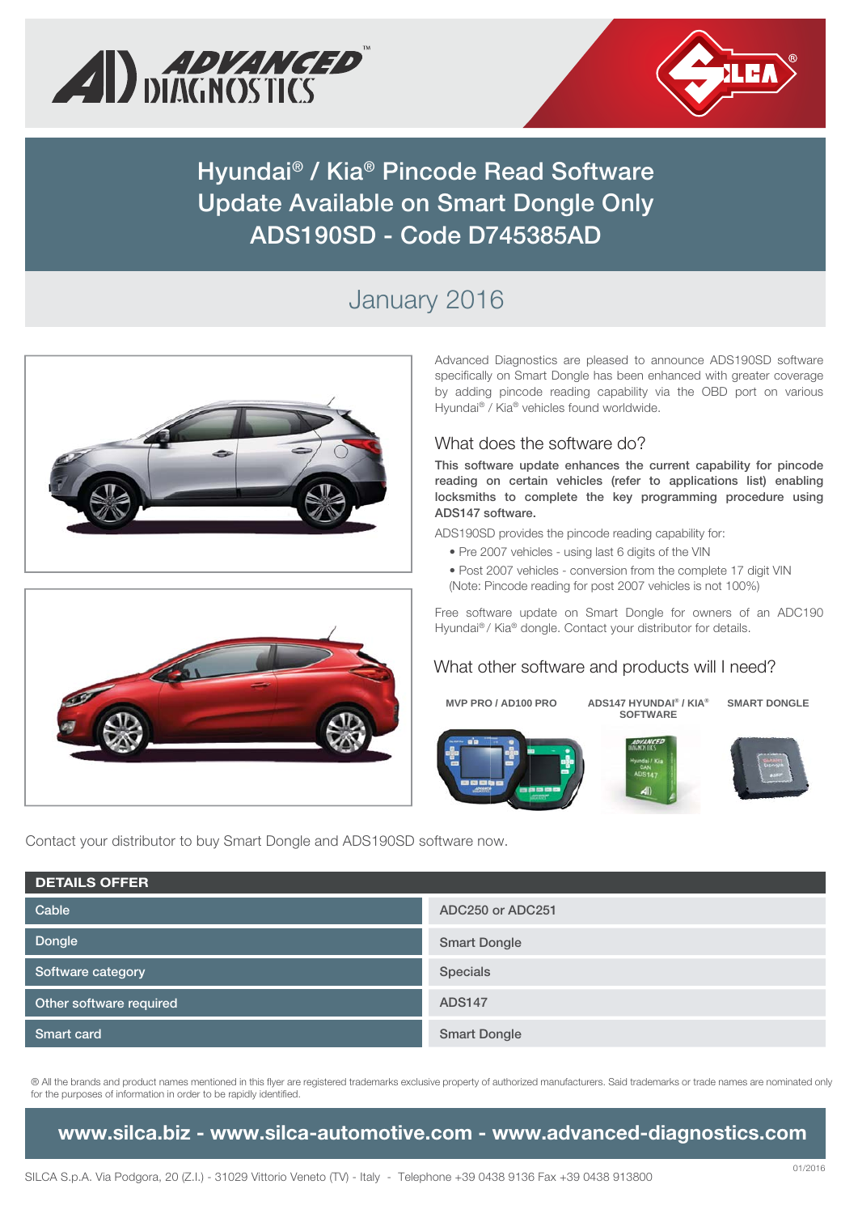# Hyundai® / Kia® Pincode Read Software Update Available on Smart Dongle Only ADS190SD - Code D745385AD

## January 2016

Advanced Diagnostics are pleased to announce ADS190SD software specifically on Smart Dongle has been enhanced with greater coverage by adding pincode reading capability via the OBD port on various Hyundai® / Kia® vehicles found worldwide.

### What does the software do?

**This software update enhances the current capability for pincode reading on certain vehicles (refer to applications list) enabling locksmiths to complete the key programming procedure using ADS147 software.**

ADS190SD provides the pincode reading capability for:

- Pre 2007 vehicles - using last 6 digits of the VIN
- Post 2007 vehicles - conversion from the complete 17 digit VIN

(Note: Pincode reading for post 2007 vehicles is not 100%)

Free software update on Smart Dongle for owners of an ADC190 Hyundai® / Kia® dongle. Contact your distributor for details.

### What other software and products will I need?

**MVP PRO / AD100 PRO** | **ADS147 HYUNDAI® / KIA® SOFTWARE** | **SMART DONGLE**

Contact your distributor to buy Smart Dongle and ADS190SD software now.

| DETAILS OFFER | |
|---|---|
| Cable | ADC250 or ADC251 |
| Dongle | Smart Dongle |
| Software category | Specials |
| Other software required | ADS147 |
| Smart card | Smart Dongle |

® All the brands and product names mentioned in this flyer are registered trademarks exclusive property of authorized manufacturers. Said trademarks or trade names are nominated only for the purposes of information in order to be rapidly identified.

**www.silca.biz - www.silca-automotive.com - www.advanced-diagnostics.com**

SILCA S.p.A. Via Podgora, 20 (Z.I.) - 31029 Vittorio Veneto (TV) - Italy - Telephone +39 0438 9136 Fax +39 0438 913800

01/2016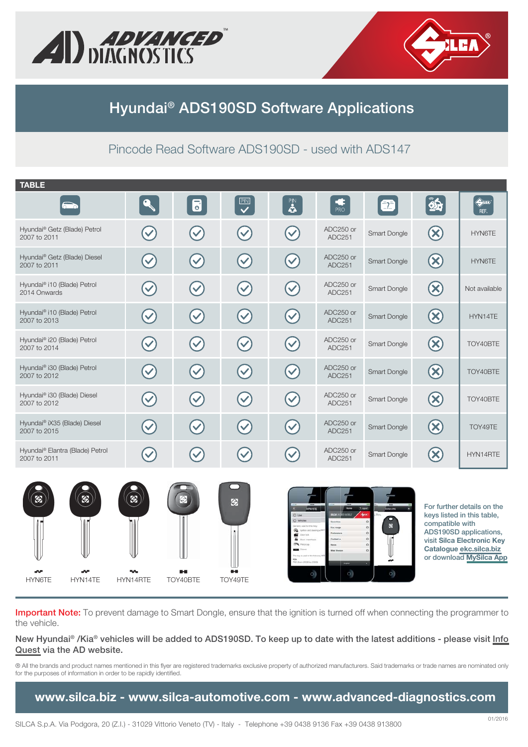# Hyundai® ADS190SD Software Applications

## Pincode Read Software ADS190SD - used with ADS147

**TABLE**

| Vehicle | Key | Remote | PIN | PIN | PRO | Dongle | | REF. |
|---|---|---|---|---|---|---|---|---|
| Hyundai® Getz (Blade) Petrol 2007 to 2011 | ✓ | ✓ | ✓ | ✓ | ADC250 or ADC251 | Smart Dongle | ✗ | HYN6TE |
| Hyundai® Getz (Blade) Diesel 2007 to 2011 | ✓ | ✓ | ✓ | ✓ | ADC250 or ADC251 | Smart Dongle | ✗ | HYN6TE |
| Hyundai® i10 (Blade) Petrol 2014 Onwards | ✓ | ✓ | ✓ | ✓ | ADC250 or ADC251 | Smart Dongle | ✗ | Not available |
| Hyundai® i10 (Blade) Petrol 2007 to 2013 | ✓ | ✓ | ✓ | ✓ | ADC250 or ADC251 | Smart Dongle | ✗ | HYN14TE |
| Hyundai® i20 (Blade) Petrol 2007 to 2014 | ✓ | ✓ | ✓ | ✓ | ADC250 or ADC251 | Smart Dongle | ✗ | TOY40BTE |
| Hyundai® i30 (Blade) Petrol 2007 to 2012 | ✓ | ✓ | ✓ | ✓ | ADC250 or ADC251 | Smart Dongle | ✗ | TOY40BTE |
| Hyundai® i30 (Blade) Diesel 2007 to 2012 | ✓ | ✓ | ✓ | ✓ | ADC250 or ADC251 | Smart Dongle | ✗ | TOY40BTE |
| Hyundai® iX35 (Blade) Diesel 2007 to 2015 | ✓ | ✓ | ✓ | ✓ | ADC250 or ADC251 | Smart Dongle | ✗ | TOY49TE |
| Hyundai® Elantra (Blade) Petrol 2007 to 2011 | ✓ | ✓ | ✓ | ✓ | ADC250 or ADC251 | Smart Dongle | ✗ | HYN14RTE |

HYN6TE HYN14TE HYN14RTE TOY40BTE TOY49TE

For further details on the keys listed in this table, compatible with ADS190SD applications, visit **Silca Electronic Key Catalogue ekc.silca.biz** or download **MySilca App**

**Important Note:** To prevent damage to Smart Dongle, ensure that the ignition is turned off when connecting the programmer to the vehicle.

**New Hyundai® /Kia® vehicles will be added to ADS190SD. To keep up to date with the latest additions - please visit Info Quest via the AD website.**

® All the brands and product names mentioned in this flyer are registered trademarks exclusive property of authorized manufacturers. Said trademarks or trade names are nominated only for the purposes of information in order to be rapidly identified.

**www.silca.biz - www.silca-automotive.com - www.advanced-diagnostics.com**

SILCA S.p.A. Via Podgora, 20 (Z.I.) - 31029 Vittorio Veneto (TV) - Italy - Telephone +39 0438 9136 Fax +39 0438 913800

01/2016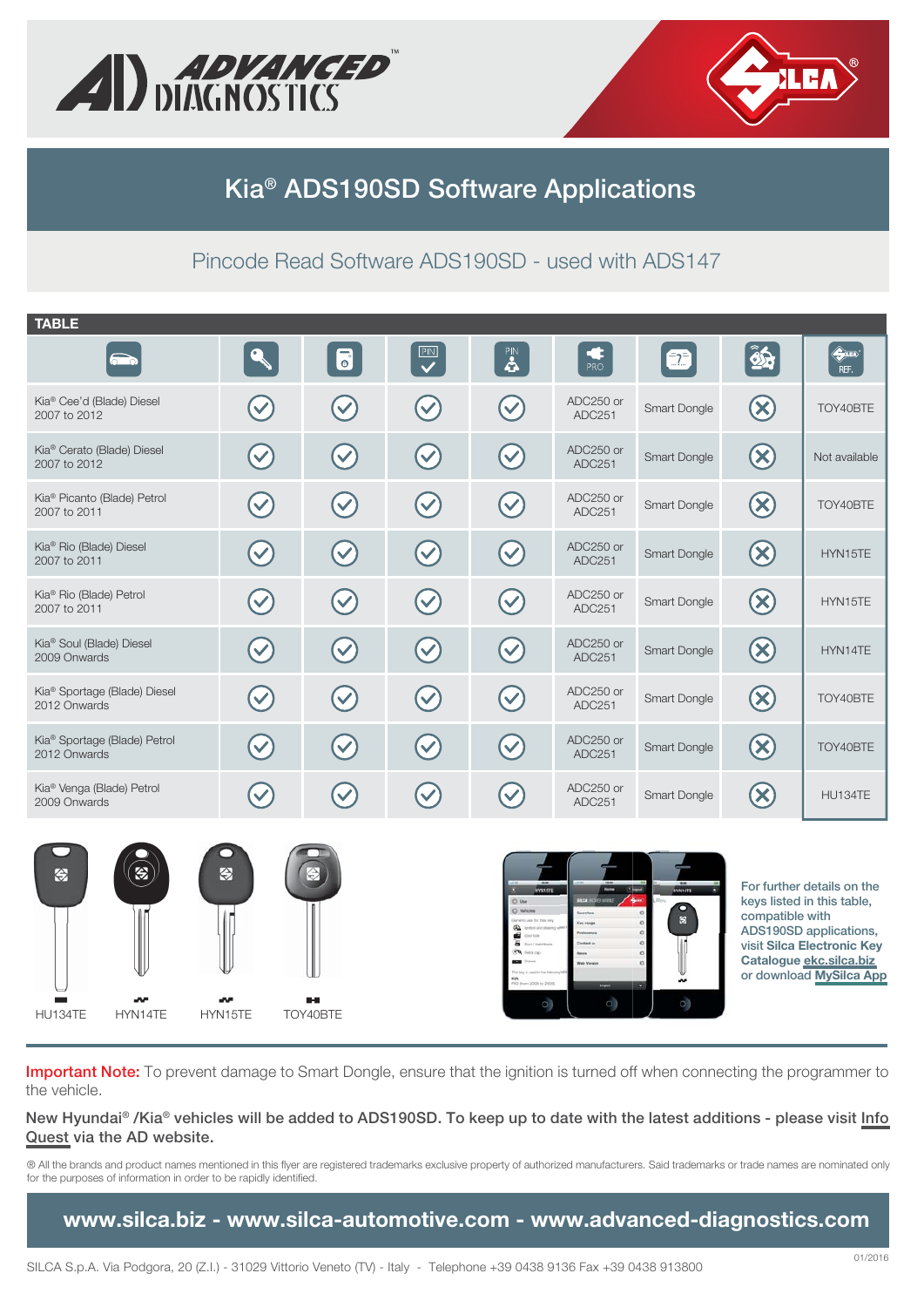# Kia® ADS190SD Software Applications

## Pincode Read Software ADS190SD - used with ADS147

**TABLE**

| | | | PIN ✓ | PIN | PRO | | | REF. |
|---|---|---|---|---|---|---|---|---|
| Kia® Cee'd (Blade) Diesel 2007 to 2012 | ✓ | ✓ | ✓ | ✓ | ADC250 or ADC251 | Smart Dongle | ✗ | TOY40BTE |
| Kia® Cerato (Blade) Diesel 2007 to 2012 | ✓ | ✓ | ✓ | ✓ | ADC250 or ADC251 | Smart Dongle | ✗ | Not available |
| Kia® Picanto (Blade) Petrol 2007 to 2011 | ✓ | ✓ | ✓ | ✓ | ADC250 or ADC251 | Smart Dongle | ✗ | TOY40BTE |
| Kia® Rio (Blade) Diesel 2007 to 2011 | ✓ | ✓ | ✓ | ✓ | ADC250 or ADC251 | Smart Dongle | ✗ | HYN15TE |
| Kia® Rio (Blade) Petrol 2007 to 2011 | ✓ | ✓ | ✓ | ✓ | ADC250 or ADC251 | Smart Dongle | ✗ | HYN15TE |
| Kia® Soul (Blade) Diesel 2009 Onwards | ✓ | ✓ | ✓ | ✓ | ADC250 or ADC251 | Smart Dongle | ✗ | HYN14TE |
| Kia® Sportage (Blade) Diesel 2012 Onwards | ✓ | ✓ | ✓ | ✓ | ADC250 or ADC251 | Smart Dongle | ✗ | TOY40BTE |
| Kia® Sportage (Blade) Petrol 2012 Onwards | ✓ | ✓ | ✓ | ✓ | ADC250 or ADC251 | Smart Dongle | ✗ | TOY40BTE |
| Kia® Venga (Blade) Petrol 2009 Onwards | ✓ | ✓ | ✓ | ✓ | ADC250 or ADC251 | Smart Dongle | ✗ | HU134TE |

HU134TE HYN14TE HYN15TE TOY40BTE

For further details on the keys listed in this table, compatible with ADS190SD applications, visit **Silca Electronic Key Catalogue** **ekc.silca.biz** or download **MySilca App**

**Important Note:** To prevent damage to Smart Dongle, ensure that the ignition is turned off when connecting the programmer to the vehicle.

**New Hyundai® /Kia® vehicles will be added to ADS190SD. To keep up to date with the latest additions - please visit Info Quest via the AD website.**

® All the brands and product names mentioned in this flyer are registered trademarks exclusive property of authorized manufacturers. Said trademarks or trade names are nominated only for the purposes of information in order to be rapidly identified.

**www.silca.biz - www.silca-automotive.com - www.advanced-diagnostics.com**

SILCA S.p.A. Via Podgora, 20 (Z.I.) - 31029 Vittorio Veneto (TV) - Italy - Telephone +39 0438 9136 Fax +39 0438 913800

01/2016